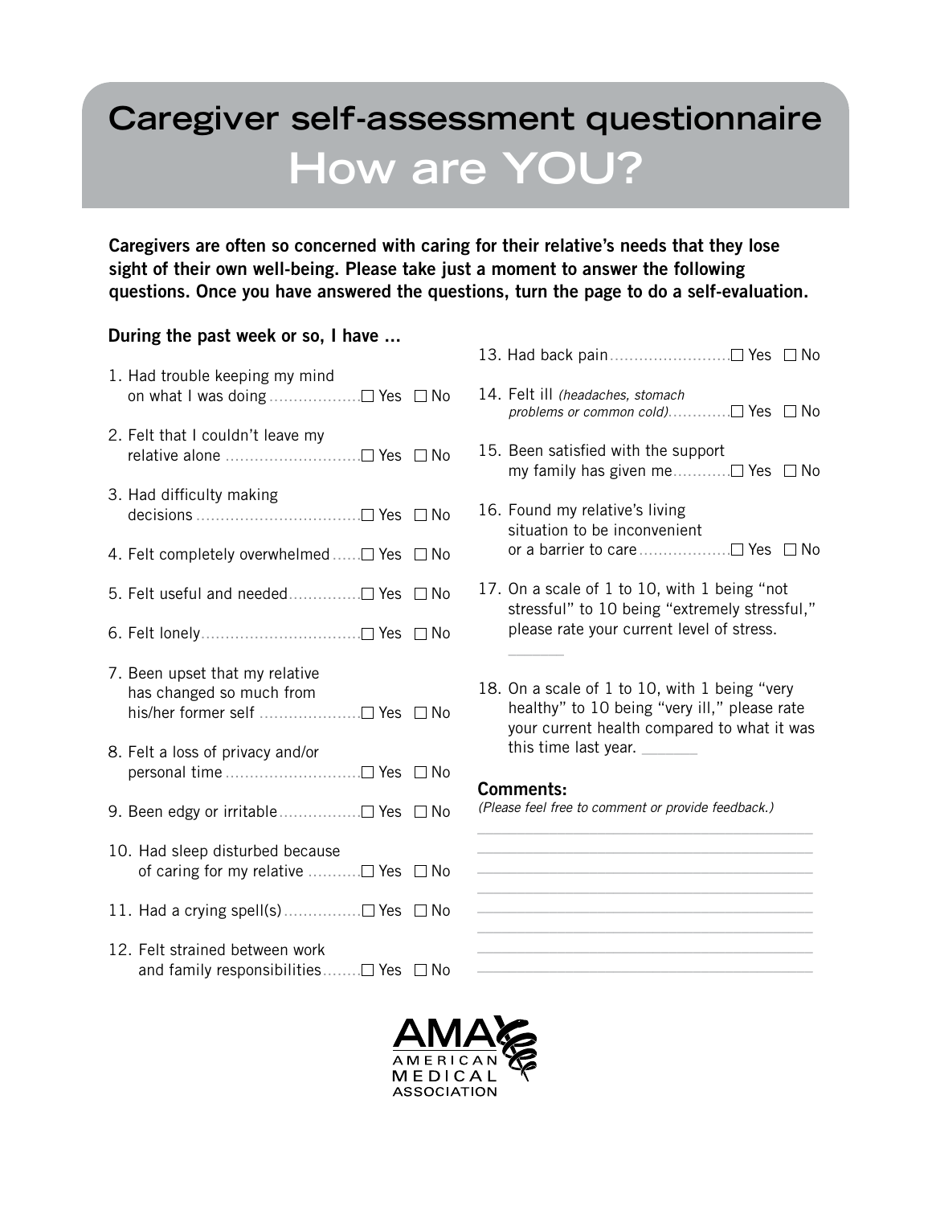# Caregiver self-assessment questionnaire

## How are YOU?

**Caregivers are often so concerned with caring for their relative's needs that they lose sight of their own well-being. Please take just a moment to answer the following questions. Once you have answered the questions, turn the page to do a self-evaluation.**

**During the past week or so, I have ...**

1. Had trouble keeping my mind on what I was doing ☐ Yes ☐ No
2. Felt that I couldn't leave my relative alone ☐ Yes ☐ No
3. Had difficulty making decisions ☐ Yes ☐ No
4. Felt completely overwhelmed ☐ Yes ☐ No
5. Felt useful and needed ☐ Yes ☐ No
6. Felt lonely ☐ Yes ☐ No
7. Been upset that my relative has changed so much from his/her former self ☐ Yes ☐ No
8. Felt a loss of privacy and/or personal time ☐ Yes ☐ No
9. Been edgy or irritable ☐ Yes ☐ No
10. Had sleep disturbed because of caring for my relative ☐ Yes ☐ No
11. Had a crying spell(s) ☐ Yes ☐ No
12. Felt strained between work and family responsibilities ☐ Yes ☐ No
13. Had back pain ☐ Yes ☐ No
14. Felt ill *(headaches, stomach problems or common cold)* ☐ Yes ☐ No
15. Been satisfied with the support my family has given me ☐ Yes ☐ No
16. Found my relative's living situation to be inconvenient or a barrier to care ☐ Yes ☐ No
17. On a scale of 1 to 10, with 1 being "not stressful" to 10 being "extremely stressful," please rate your current level of stress.

    _______

18. On a scale of 1 to 10, with 1 being "very healthy" to 10 being "very ill," please rate your current health compared to what it was this time last year. _______

**Comments:**

*(Please feel free to comment or provide feedback.)*

________________________________________
________________________________________
________________________________________
________________________________________
________________________________________
________________________________________
________________________________________
________________________________________

AMA AMERICAN MEDICAL ASSOCIATION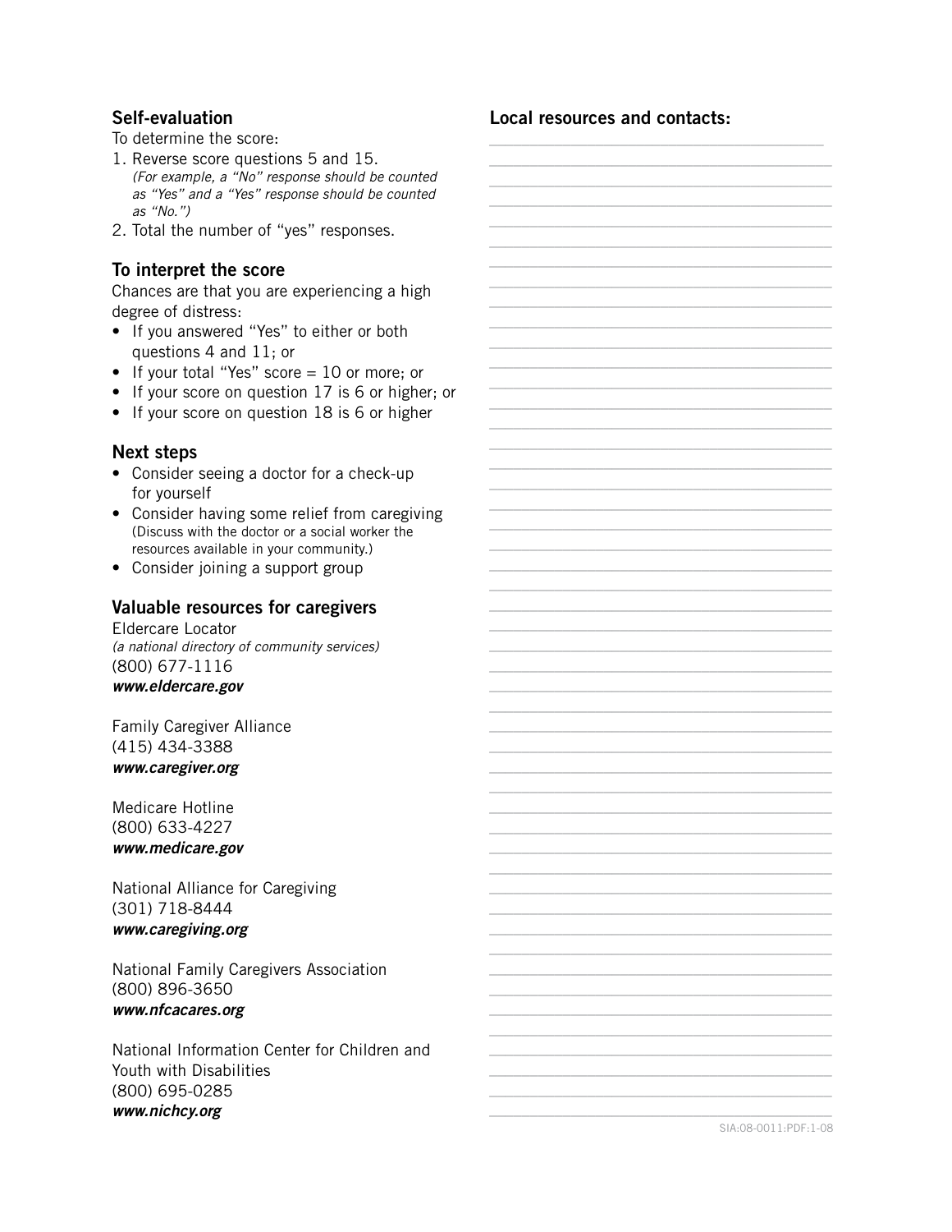## Self-evaluation

To determine the score:

1. Reverse score questions 5 and 15.
   *(For example, a "No" response should be counted as "Yes" and a "Yes" response should be counted as "No.")*
2. Total the number of "yes" responses.

## To interpret the score

Chances are that you are experiencing a high degree of distress:

- If you answered "Yes" to either or both questions 4 and 11; or
- If your total "Yes" score = 10 or more; or
- If your score on question 17 is 6 or higher; or
- If your score on question 18 is 6 or higher

## Next steps

- Consider seeing a doctor for a check-up for yourself
- Consider having some relief from caregiving (Discuss with the doctor or a social worker the resources available in your community.)
- Consider joining a support group

## Valuable resources for caregivers

Eldercare Locator
*(a national directory of community services)*
(800) 677-1116
***www.eldercare.gov***

Family Caregiver Alliance
(415) 434-3388
***www.caregiver.org***

Medicare Hotline
(800) 633-4227
***www.medicare.gov***

National Alliance for Caregiving
(301) 718-8444
***www.caregiving.org***

National Family Caregivers Association
(800) 896-3650
***www.nfcacares.org***

National Information Center for Children and Youth with Disabilities
(800) 695-0285
***www.nichcy.org***

## Local resources and contacts:

SIA:08-0011:PDF:1-08